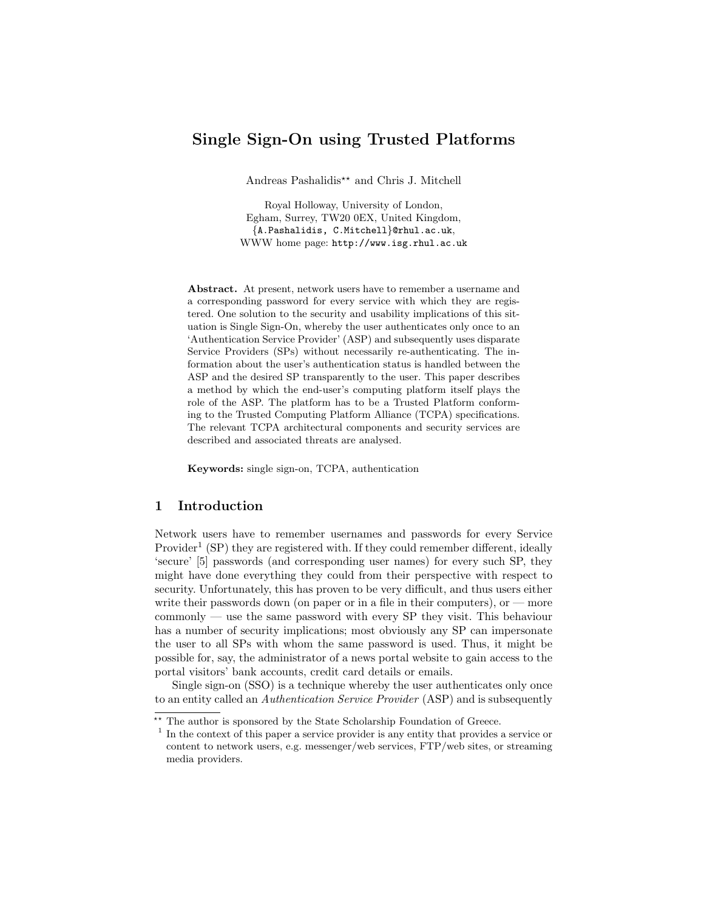# Single Sign-On using Trusted Platforms

Andreas Pashalidis[\*\*] and Chris J. Mitchell

Royal Holloway, University of London,
Egham, Surrey, TW20 0EX, United Kingdom,
{A.Pashalidis, C.Mitchell}@rhul.ac.uk,
WWW home page: http://www.isg.rhul.ac.uk

**Abstract.** At present, network users have to remember a username and a corresponding password for every service with which they are registered. One solution to the security and usability implications of this situation is Single Sign-On, whereby the user authenticates only once to an 'Authentication Service Provider' (ASP) and subsequently uses disparate Service Providers (SPs) without necessarily re-authenticating. The information about the user's authentication status is handled between the ASP and the desired SP transparently to the user. This paper describes a method by which the end-user's computing platform itself plays the role of the ASP. The platform has to be a Trusted Platform conforming to the Trusted Computing Platform Alliance (TCPA) specifications. The relevant TCPA architectural components and security services are described and associated threats are analysed.

**Keywords:** single sign-on, TCPA, authentication

## 1 Introduction

Network users have to remember usernames and passwords for every Service Provider[1] (SP) they are registered with. If they could remember different, ideally 'secure' [5] passwords (and corresponding user names) for every such SP, they might have done everything they could from their perspective with respect to security. Unfortunately, this has proven to be very difficult, and thus users either write their passwords down (on paper or in a file in their computers), or — more commonly — use the same password with every SP they visit. This behaviour has a number of security implications; most obviously any SP can impersonate the user to all SPs with whom the same password is used. Thus, it might be possible for, say, the administrator of a news portal website to gain access to the portal visitors' bank accounts, credit card details or emails.

Single sign-on (SSO) is a technique whereby the user authenticates only once to an entity called an *Authentication Service Provider* (ASP) and is subsequently

[\*\*] The author is sponsored by the State Scholarship Foundation of Greece.

[1] In the context of this paper a service provider is any entity that provides a service or content to network users, e.g. messenger/web services, FTP/web sites, or streaming media providers.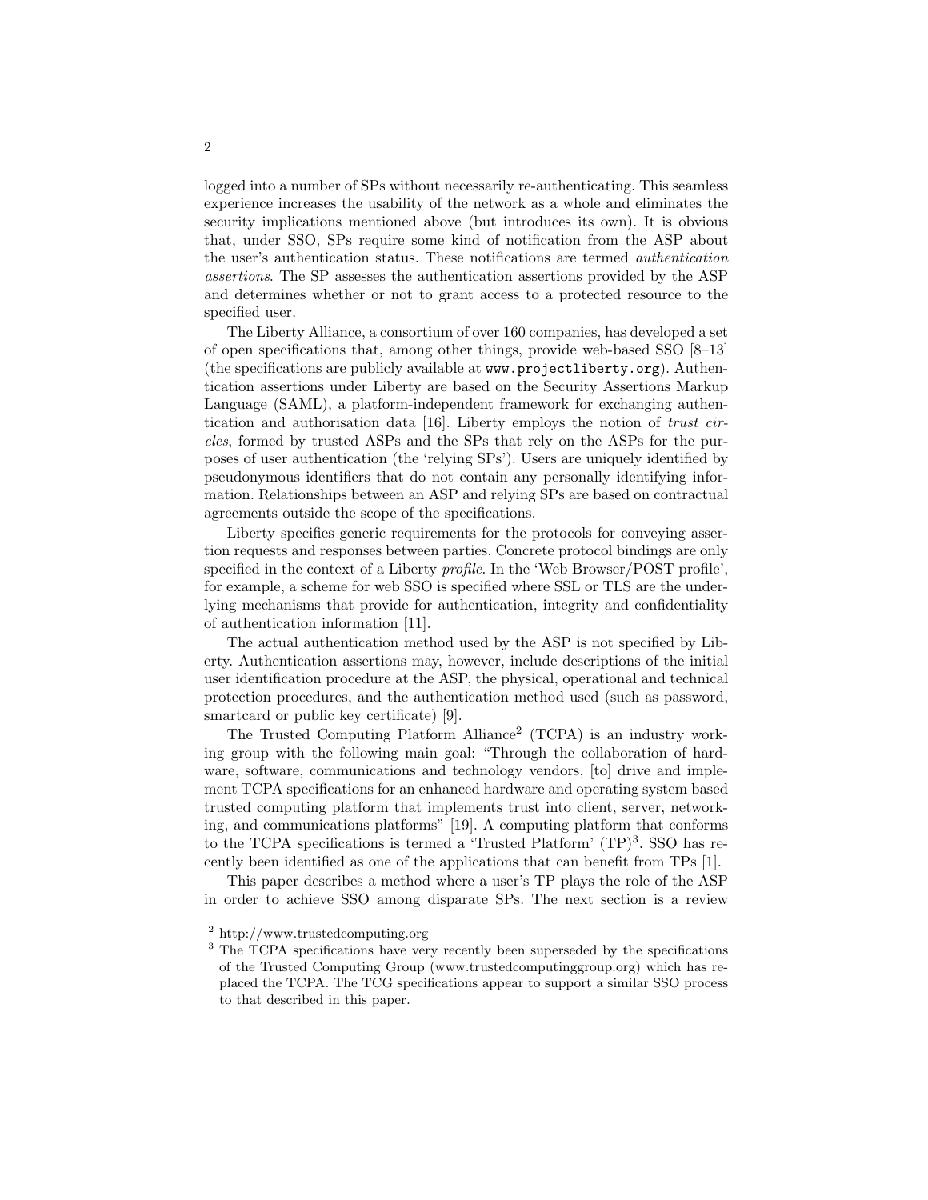logged into a number of SPs without necessarily re-authenticating. This seamless experience increases the usability of the network as a whole and eliminates the security implications mentioned above (but introduces its own). It is obvious that, under SSO, SPs require some kind of notification from the ASP about the user's authentication status. These notifications are termed *authentication assertions*. The SP assesses the authentication assertions provided by the ASP and determines whether or not to grant access to a protected resource to the specified user.

The Liberty Alliance, a consortium of over 160 companies, has developed a set of open specifications that, among other things, provide web-based SSO [8–13] (the specifications are publicly available at www.projectliberty.org). Authentication assertions under Liberty are based on the Security Assertions Markup Language (SAML), a platform-independent framework for exchanging authentication and authorisation data [16]. Liberty employs the notion of *trust circles*, formed by trusted ASPs and the SPs that rely on the ASPs for the purposes of user authentication (the 'relying SPs'). Users are uniquely identified by pseudonymous identifiers that do not contain any personally identifying information. Relationships between an ASP and relying SPs are based on contractual agreements outside the scope of the specifications.

Liberty specifies generic requirements for the protocols for conveying assertion requests and responses between parties. Concrete protocol bindings are only specified in the context of a Liberty *profile*. In the 'Web Browser/POST profile', for example, a scheme for web SSO is specified where SSL or TLS are the underlying mechanisms that provide for authentication, integrity and confidentiality of authentication information [11].

The actual authentication method used by the ASP is not specified by Liberty. Authentication assertions may, however, include descriptions of the initial user identification procedure at the ASP, the physical, operational and technical protection procedures, and the authentication method used (such as password, smartcard or public key certificate) [9].

The Trusted Computing Platform Alliance[2] (TCPA) is an industry working group with the following main goal: "Through the collaboration of hardware, software, communications and technology vendors, [to] drive and implement TCPA specifications for an enhanced hardware and operating system based trusted computing platform that implements trust into client, server, networking, and communications platforms" [19]. A computing platform that conforms to the TCPA specifications is termed a 'Trusted Platform' (TP)[3]. SSO has recently been identified as one of the applications that can benefit from TPs [1].

This paper describes a method where a user's TP plays the role of the ASP in order to achieve SSO among disparate SPs. The next section is a review

---

[2] http://www.trustedcomputing.org

[3] The TCPA specifications have very recently been superseded by the specifications of the Trusted Computing Group (www.trustedcomputinggroup.org) which has replaced the TCPA. The TCG specifications appear to support a similar SSO process to that described in this paper.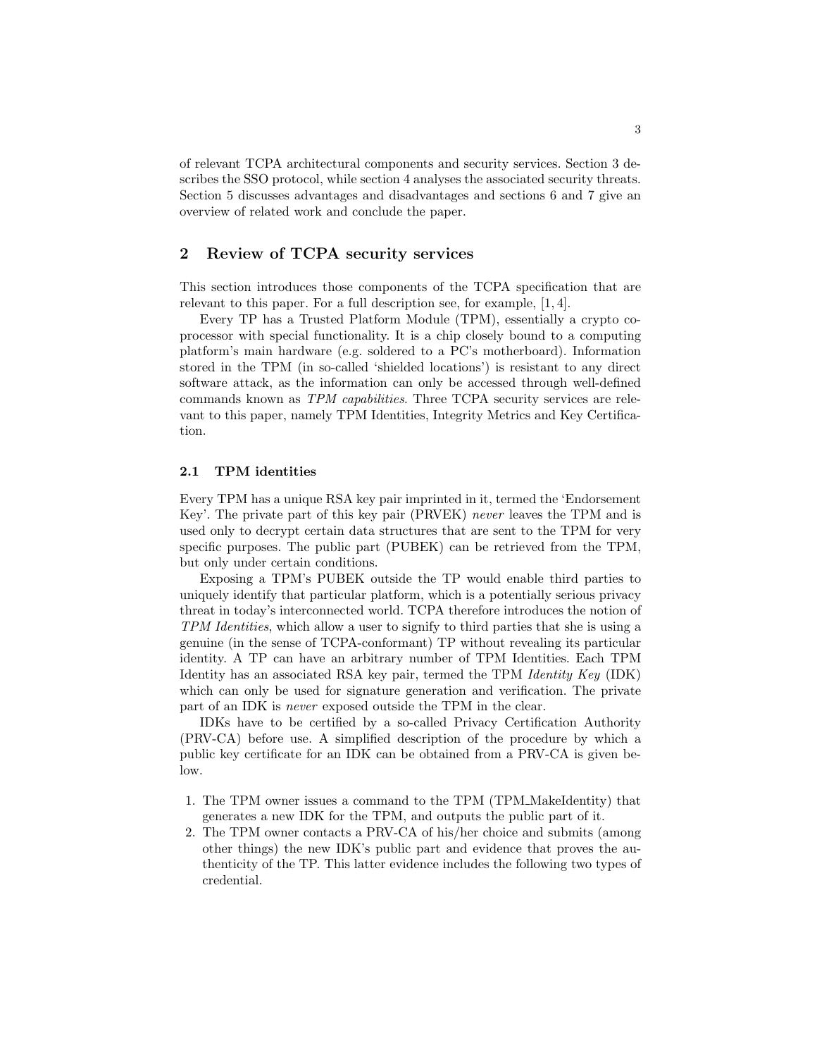of relevant TCPA architectural components and security services. Section 3 describes the SSO protocol, while section 4 analyses the associated security threats. Section 5 discusses advantages and disadvantages and sections 6 and 7 give an overview of related work and conclude the paper.

## 2 Review of TCPA security services

This section introduces those components of the TCPA specification that are relevant to this paper. For a full description see, for example, [1, 4].

Every TP has a Trusted Platform Module (TPM), essentially a crypto coprocessor with special functionality. It is a chip closely bound to a computing platform's main hardware (e.g. soldered to a PC's motherboard). Information stored in the TPM (in so-called 'shielded locations') is resistant to any direct software attack, as the information can only be accessed through well-defined commands known as *TPM capabilities*. Three TCPA security services are relevant to this paper, namely TPM Identities, Integrity Metrics and Key Certification.

### 2.1 TPM identities

Every TPM has a unique RSA key pair imprinted in it, termed the 'Endorsement Key'. The private part of this key pair (PRVEK) *never* leaves the TPM and is used only to decrypt certain data structures that are sent to the TPM for very specific purposes. The public part (PUBEK) can be retrieved from the TPM, but only under certain conditions.

Exposing a TPM's PUBEK outside the TP would enable third parties to uniquely identify that particular platform, which is a potentially serious privacy threat in today's interconnected world. TCPA therefore introduces the notion of *TPM Identities*, which allow a user to signify to third parties that she is using a genuine (in the sense of TCPA-conformant) TP without revealing its particular identity. A TP can have an arbitrary number of TPM Identities. Each TPM Identity has an associated RSA key pair, termed the TPM *Identity Key* (IDK) which can only be used for signature generation and verification. The private part of an IDK is *never* exposed outside the TPM in the clear.

IDKs have to be certified by a so-called Privacy Certification Authority (PRV-CA) before use. A simplified description of the procedure by which a public key certificate for an IDK can be obtained from a PRV-CA is given below.

1. The TPM owner issues a command to the TPM (TPM_MakeIdentity) that generates a new IDK for the TPM, and outputs the public part of it.
2. The TPM owner contacts a PRV-CA of his/her choice and submits (among other things) the new IDK's public part and evidence that proves the authenticity of the TP. This latter evidence includes the following two types of credential.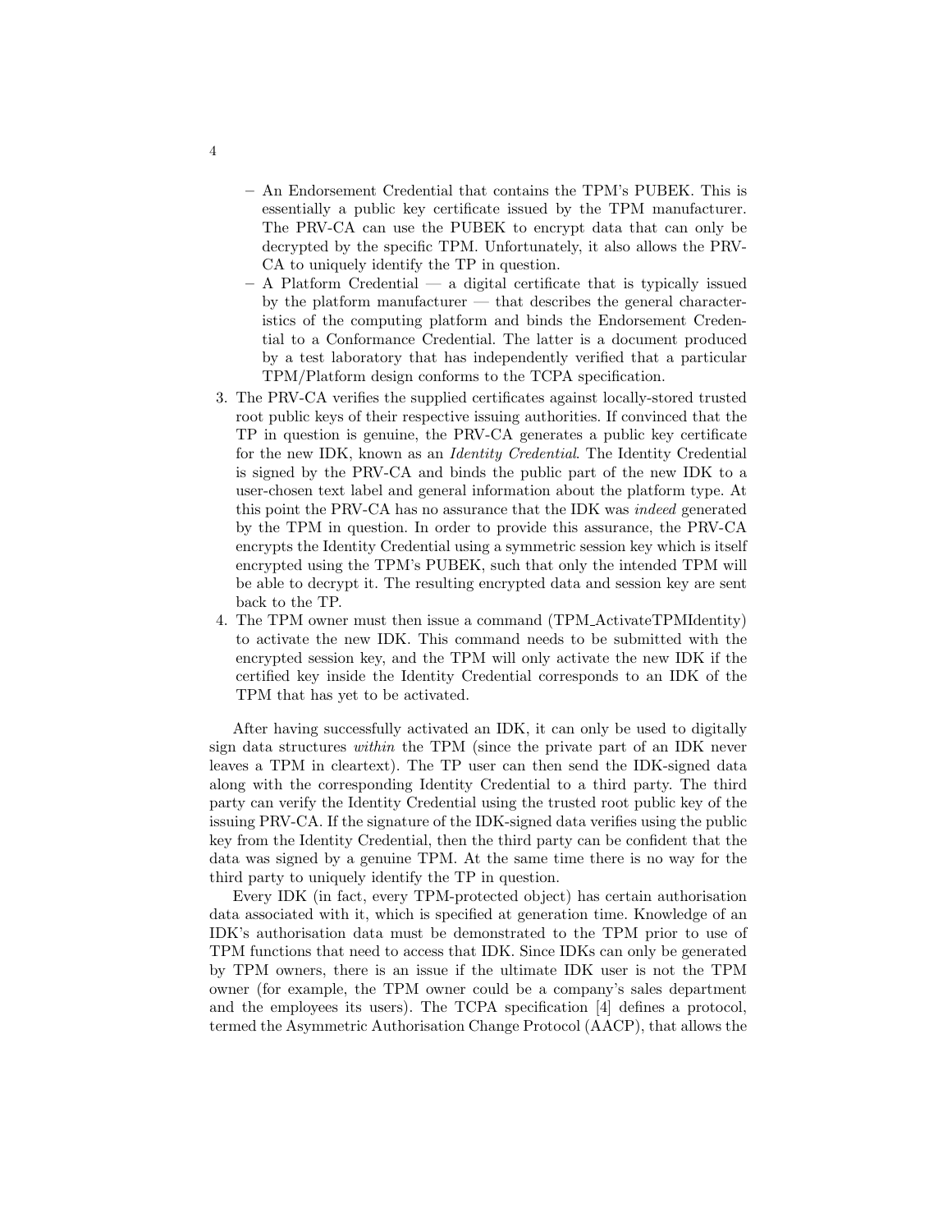- An Endorsement Credential that contains the TPM's PUBEK. This is essentially a public key certificate issued by the TPM manufacturer. The PRV-CA can use the PUBEK to encrypt data that can only be decrypted by the specific TPM. Unfortunately, it also allows the PRV-CA to uniquely identify the TP in question.
  - A Platform Credential — a digital certificate that is typically issued by the platform manufacturer — that describes the general characteristics of the computing platform and binds the Endorsement Credential to a Conformance Credential. The latter is a document produced by a test laboratory that has independently verified that a particular TPM/Platform design conforms to the TCPA specification.
3. The PRV-CA verifies the supplied certificates against locally-stored trusted root public keys of their respective issuing authorities. If convinced that the TP in question is genuine, the PRV-CA generates a public key certificate for the new IDK, known as an *Identity Credential*. The Identity Credential is signed by the PRV-CA and binds the public part of the new IDK to a user-chosen text label and general information about the platform type. At this point the PRV-CA has no assurance that the IDK was *indeed* generated by the TPM in question. In order to provide this assurance, the PRV-CA encrypts the Identity Credential using a symmetric session key which is itself encrypted using the TPM's PUBEK, such that only the intended TPM will be able to decrypt it. The resulting encrypted data and session key are sent back to the TP.
4. The TPM owner must then issue a command (TPM_ActivateTPMIdentity) to activate the new IDK. This command needs to be submitted with the encrypted session key, and the TPM will only activate the new IDK if the certified key inside the Identity Credential corresponds to an IDK of the TPM that has yet to be activated.

After having successfully activated an IDK, it can only be used to digitally sign data structures *within* the TPM (since the private part of an IDK never leaves a TPM in cleartext). The TP user can then send the IDK-signed data along with the corresponding Identity Credential to a third party. The third party can verify the Identity Credential using the trusted root public key of the issuing PRV-CA. If the signature of the IDK-signed data verifies using the public key from the Identity Credential, then the third party can be confident that the data was signed by a genuine TPM. At the same time there is no way for the third party to uniquely identify the TP in question.

Every IDK (in fact, every TPM-protected object) has certain authorisation data associated with it, which is specified at generation time. Knowledge of an IDK's authorisation data must be demonstrated to the TPM prior to use of TPM functions that need to access that IDK. Since IDKs can only be generated by TPM owners, there is an issue if the ultimate IDK user is not the TPM owner (for example, the TPM owner could be a company's sales department and the employees its users). The TCPA specification [4] defines a protocol, termed the Asymmetric Authorisation Change Protocol (AACP), that allows the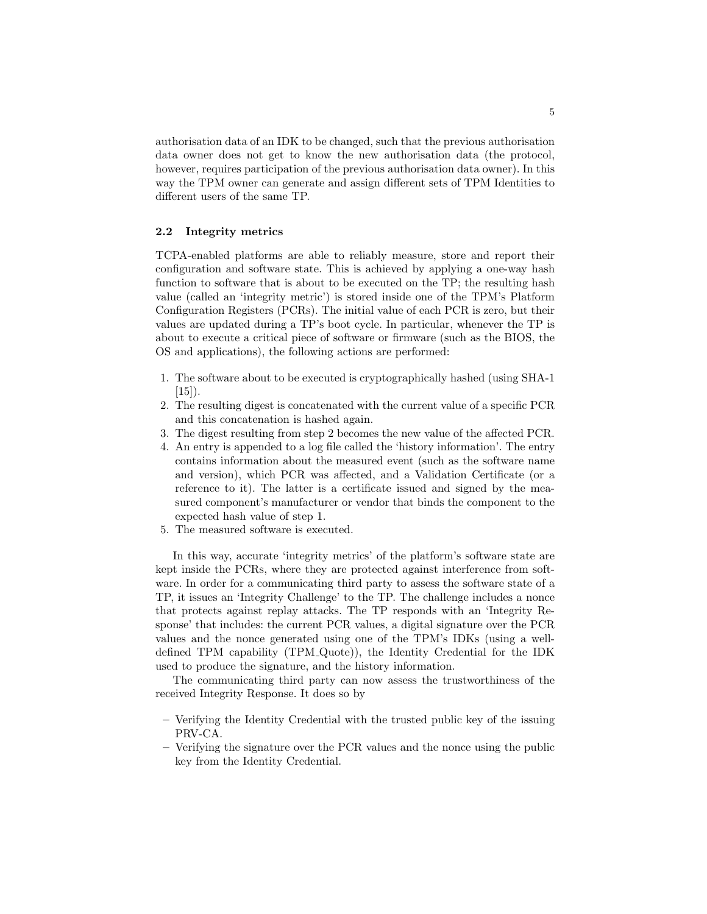authorisation data of an IDK to be changed, such that the previous authorisation data owner does not get to know the new authorisation data (the protocol, however, requires participation of the previous authorisation data owner). In this way the TPM owner can generate and assign different sets of TPM Identities to different users of the same TP.

### 2.2 Integrity metrics

TCPA-enabled platforms are able to reliably measure, store and report their configuration and software state. This is achieved by applying a one-way hash function to software that is about to be executed on the TP; the resulting hash value (called an 'integrity metric') is stored inside one of the TPM's Platform Configuration Registers (PCRs). The initial value of each PCR is zero, but their values are updated during a TP's boot cycle. In particular, whenever the TP is about to execute a critical piece of software or firmware (such as the BIOS, the OS and applications), the following actions are performed:

1. The software about to be executed is cryptographically hashed (using SHA-1 [15]).
2. The resulting digest is concatenated with the current value of a specific PCR and this concatenation is hashed again.
3. The digest resulting from step 2 becomes the new value of the affected PCR.
4. An entry is appended to a log file called the 'history information'. The entry contains information about the measured event (such as the software name and version), which PCR was affected, and a Validation Certificate (or a reference to it). The latter is a certificate issued and signed by the measured component's manufacturer or vendor that binds the component to the expected hash value of step 1.
5. The measured software is executed.

In this way, accurate 'integrity metrics' of the platform's software state are kept inside the PCRs, where they are protected against interference from software. In order for a communicating third party to assess the software state of a TP, it issues an 'Integrity Challenge' to the TP. The challenge includes a nonce that protects against replay attacks. The TP responds with an 'Integrity Response' that includes: the current PCR values, a digital signature over the PCR values and the nonce generated using one of the TPM's IDKs (using a well-defined TPM capability (TPM_Quote)), the Identity Credential for the IDK used to produce the signature, and the history information.

The communicating third party can now assess the trustworthiness of the received Integrity Response. It does so by

- Verifying the Identity Credential with the trusted public key of the issuing PRV-CA.
- Verifying the signature over the PCR values and the nonce using the public key from the Identity Credential.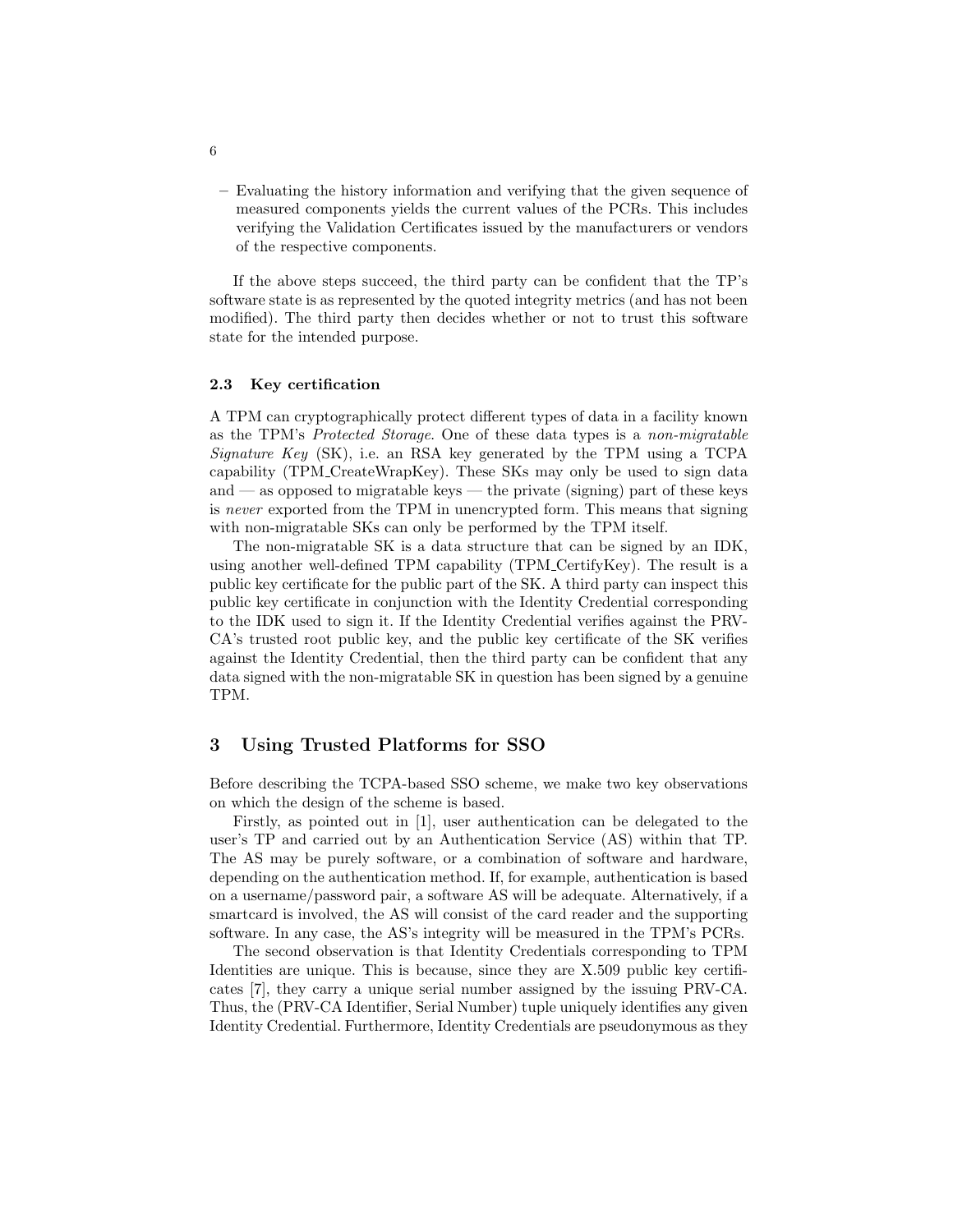– Evaluating the history information and verifying that the given sequence of measured components yields the current values of the PCRs. This includes verifying the Validation Certificates issued by the manufacturers or vendors of the respective components.

If the above steps succeed, the third party can be confident that the TP's software state is as represented by the quoted integrity metrics (and has not been modified). The third party then decides whether or not to trust this software state for the intended purpose.

### 2.3 Key certification

A TPM can cryptographically protect different types of data in a facility known as the TPM's *Protected Storage*. One of these data types is a *non-migratable Signature Key* (SK), i.e. an RSA key generated by the TPM using a TCPA capability (TPM_CreateWrapKey). These SKs may only be used to sign data and — as opposed to migratable keys — the private (signing) part of these keys is *never* exported from the TPM in unencrypted form. This means that signing with non-migratable SKs can only be performed by the TPM itself.

The non-migratable SK is a data structure that can be signed by an IDK, using another well-defined TPM capability (TPM_CertifyKey). The result is a public key certificate for the public part of the SK. A third party can inspect this public key certificate in conjunction with the Identity Credential corresponding to the IDK used to sign it. If the Identity Credential verifies against the PRV-CA's trusted root public key, and the public key certificate of the SK verifies against the Identity Credential, then the third party can be confident that any data signed with the non-migratable SK in question has been signed by a genuine TPM.

## 3 Using Trusted Platforms for SSO

Before describing the TCPA-based SSO scheme, we make two key observations on which the design of the scheme is based.

Firstly, as pointed out in [1], user authentication can be delegated to the user's TP and carried out by an Authentication Service (AS) within that TP. The AS may be purely software, or a combination of software and hardware, depending on the authentication method. If, for example, authentication is based on a username/password pair, a software AS will be adequate. Alternatively, if a smartcard is involved, the AS will consist of the card reader and the supporting software. In any case, the AS's integrity will be measured in the TPM's PCRs.

The second observation is that Identity Credentials corresponding to TPM Identities are unique. This is because, since they are X.509 public key certificates [7], they carry a unique serial number assigned by the issuing PRV-CA. Thus, the (PRV-CA Identifier, Serial Number) tuple uniquely identifies any given Identity Credential. Furthermore, Identity Credentials are pseudonymous as they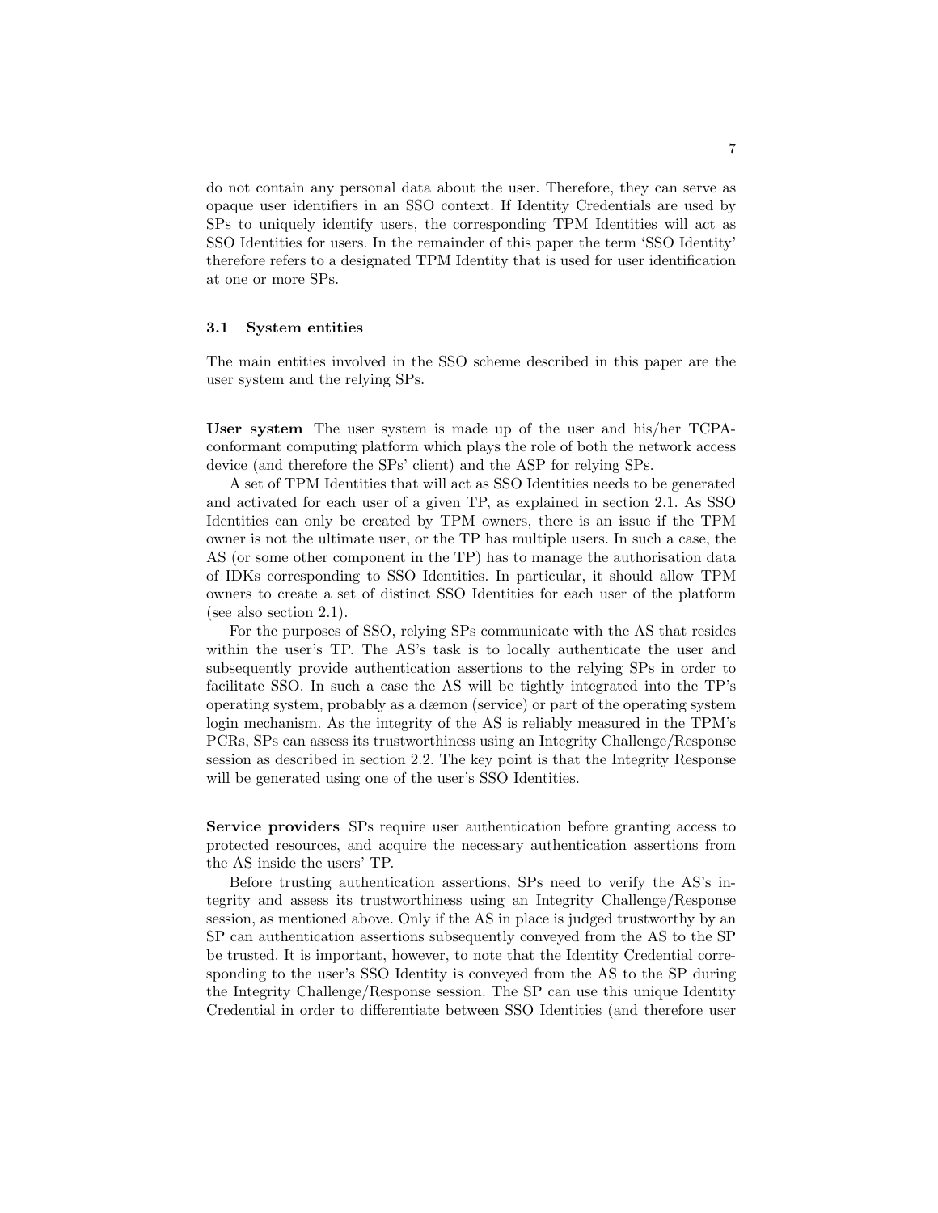do not contain any personal data about the user. Therefore, they can serve as opaque user identifiers in an SSO context. If Identity Credentials are used by SPs to uniquely identify users, the corresponding TPM Identities will act as SSO Identities for users. In the remainder of this paper the term 'SSO Identity' therefore refers to a designated TPM Identity that is used for user identification at one or more SPs.

### 3.1 System entities

The main entities involved in the SSO scheme described in this paper are the user system and the relying SPs.

**User system** The user system is made up of the user and his/her TCPA-conformant computing platform which plays the role of both the network access device (and therefore the SPs' client) and the ASP for relying SPs.

A set of TPM Identities that will act as SSO Identities needs to be generated and activated for each user of a given TP, as explained in section 2.1. As SSO Identities can only be created by TPM owners, there is an issue if the TPM owner is not the ultimate user, or the TP has multiple users. In such a case, the AS (or some other component in the TP) has to manage the authorisation data of IDKs corresponding to SSO Identities. In particular, it should allow TPM owners to create a set of distinct SSO Identities for each user of the platform (see also section 2.1).

For the purposes of SSO, relying SPs communicate with the AS that resides within the user's TP. The AS's task is to locally authenticate the user and subsequently provide authentication assertions to the relying SPs in order to facilitate SSO. In such a case the AS will be tightly integrated into the TP's operating system, probably as a dæmon (service) or part of the operating system login mechanism. As the integrity of the AS is reliably measured in the TPM's PCRs, SPs can assess its trustworthiness using an Integrity Challenge/Response session as described in section 2.2. The key point is that the Integrity Response will be generated using one of the user's SSO Identities.

**Service providers** SPs require user authentication before granting access to protected resources, and acquire the necessary authentication assertions from the AS inside the users' TP.

Before trusting authentication assertions, SPs need to verify the AS's integrity and assess its trustworthiness using an Integrity Challenge/Response session, as mentioned above. Only if the AS in place is judged trustworthy by an SP can authentication assertions subsequently conveyed from the AS to the SP be trusted. It is important, however, to note that the Identity Credential corresponding to the user's SSO Identity is conveyed from the AS to the SP during the Integrity Challenge/Response session. The SP can use this unique Identity Credential in order to differentiate between SSO Identities (and therefore user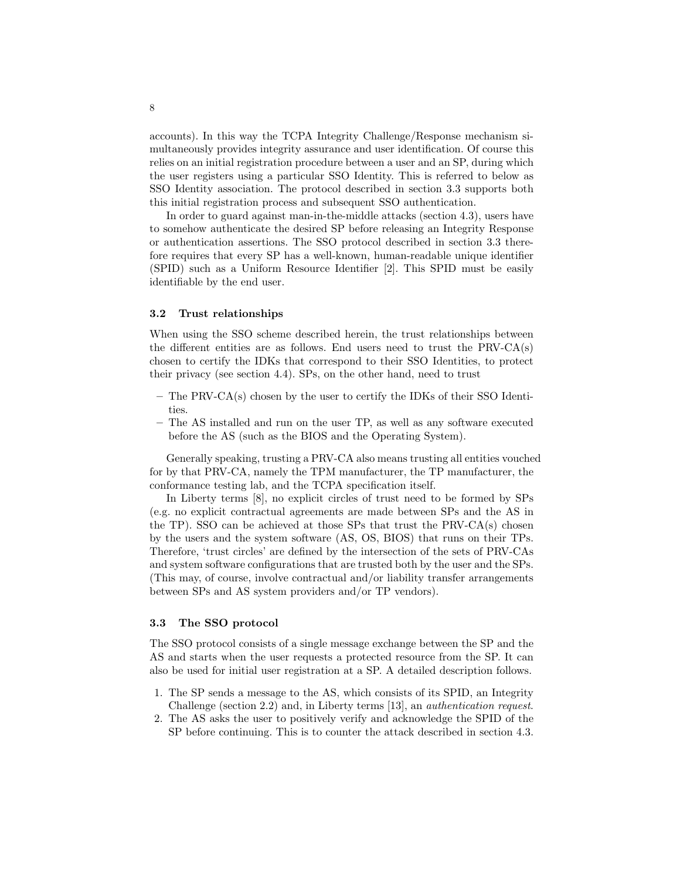accounts). In this way the TCPA Integrity Challenge/Response mechanism simultaneously provides integrity assurance and user identification. Of course this relies on an initial registration procedure between a user and an SP, during which the user registers using a particular SSO Identity. This is referred to below as SSO Identity association. The protocol described in section 3.3 supports both this initial registration process and subsequent SSO authentication.

In order to guard against man-in-the-middle attacks (section 4.3), users have to somehow authenticate the desired SP before releasing an Integrity Response or authentication assertions. The SSO protocol described in section 3.3 therefore requires that every SP has a well-known, human-readable unique identifier (SPID) such as a Uniform Resource Identifier [2]. This SPID must be easily identifiable by the end user.

### 3.2 Trust relationships

When using the SSO scheme described herein, the trust relationships between the different entities are as follows. End users need to trust the PRV-CA(s) chosen to certify the IDKs that correspond to their SSO Identities, to protect their privacy (see section 4.4). SPs, on the other hand, need to trust

- The PRV-CA(s) chosen by the user to certify the IDKs of their SSO Identities.
- The AS installed and run on the user TP, as well as any software executed before the AS (such as the BIOS and the Operating System).

Generally speaking, trusting a PRV-CA also means trusting all entities vouched for by that PRV-CA, namely the TPM manufacturer, the TP manufacturer, the conformance testing lab, and the TCPA specification itself.

In Liberty terms [8], no explicit circles of trust need to be formed by SPs (e.g. no explicit contractual agreements are made between SPs and the AS in the TP). SSO can be achieved at those SPs that trust the PRV-CA(s) chosen by the users and the system software (AS, OS, BIOS) that runs on their TPs. Therefore, 'trust circles' are defined by the intersection of the sets of PRV-CAs and system software configurations that are trusted both by the user and the SPs. (This may, of course, involve contractual and/or liability transfer arrangements between SPs and AS system providers and/or TP vendors).

### 3.3 The SSO protocol

The SSO protocol consists of a single message exchange between the SP and the AS and starts when the user requests a protected resource from the SP. It can also be used for initial user registration at a SP. A detailed description follows.

1. The SP sends a message to the AS, which consists of its SPID, an Integrity Challenge (section 2.2) and, in Liberty terms [13], an *authentication request*.
2. The AS asks the user to positively verify and acknowledge the SPID of the SP before continuing. This is to counter the attack described in section 4.3.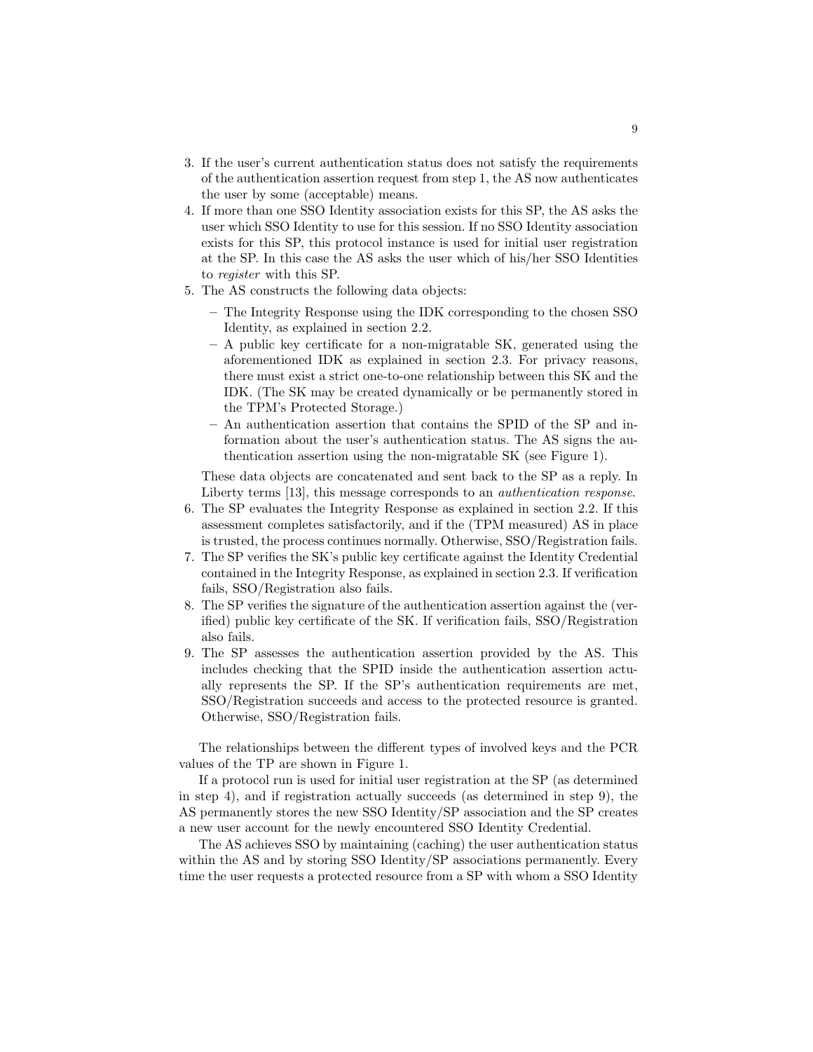3. If the user's current authentication status does not satisfy the requirements of the authentication assertion request from step 1, the AS now authenticates the user by some (acceptable) means.
4. If more than one SSO Identity association exists for this SP, the AS asks the user which SSO Identity to use for this session. If no SSO Identity association exists for this SP, this protocol instance is used for initial user registration at the SP. In this case the AS asks the user which of his/her SSO Identities to *register* with this SP.
5. The AS constructs the following data objects:
   - The Integrity Response using the IDK corresponding to the chosen SSO Identity, as explained in section 2.2.
   - A public key certificate for a non-migratable SK, generated using the aforementioned IDK as explained in section 2.3. For privacy reasons, there must exist a strict one-to-one relationship between this SK and the IDK. (The SK may be created dynamically or be permanently stored in the TPM's Protected Storage.)
   - An authentication assertion that contains the SPID of the SP and information about the user's authentication status. The AS signs the authentication assertion using the non-migratable SK (see Figure 1).

   These data objects are concatenated and sent back to the SP as a reply. In Liberty terms [13], this message corresponds to an *authentication response*.
6. The SP evaluates the Integrity Response as explained in section 2.2. If this assessment completes satisfactorily, and if the (TPM measured) AS in place is trusted, the process continues normally. Otherwise, SSO/Registration fails.
7. The SP verifies the SK's public key certificate against the Identity Credential contained in the Integrity Response, as explained in section 2.3. If verification fails, SSO/Registration also fails.
8. The SP verifies the signature of the authentication assertion against the (verified) public key certificate of the SK. If verification fails, SSO/Registration also fails.
9. The SP assesses the authentication assertion provided by the AS. This includes checking that the SPID inside the authentication assertion actually represents the SP. If the SP's authentication requirements are met, SSO/Registration succeeds and access to the protected resource is granted. Otherwise, SSO/Registration fails.

The relationships between the different types of involved keys and the PCR values of the TP are shown in Figure 1.

If a protocol run is used for initial user registration at the SP (as determined in step 4), and if registration actually succeeds (as determined in step 9), the AS permanently stores the new SSO Identity/SP association and the SP creates a new user account for the newly encountered SSO Identity Credential.

The AS achieves SSO by maintaining (caching) the user authentication status within the AS and by storing SSO Identity/SP associations permanently. Every time the user requests a protected resource from a SP with whom a SSO Identity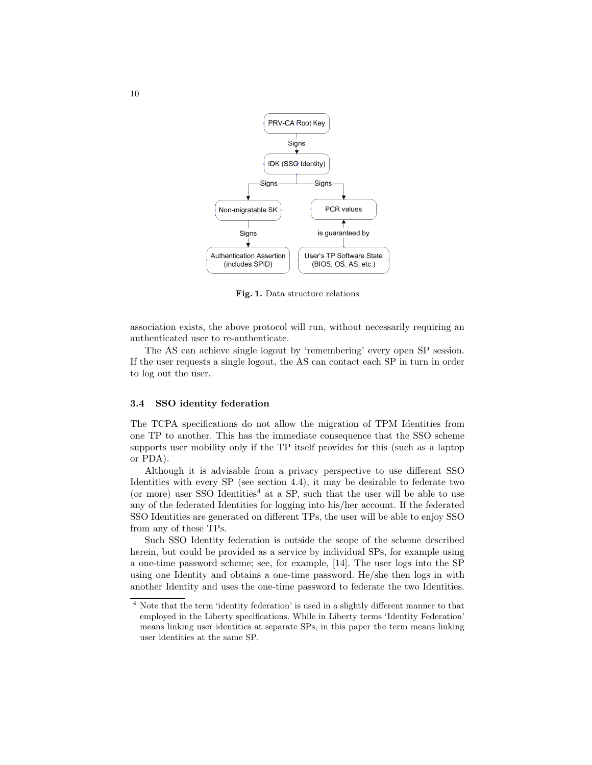Fig. 1. Data structure relations

association exists, the above protocol will run, without necessarily requiring an authenticated user to re-authenticate.

The AS can achieve single logout by 'remembering' every open SP session. If the user requests a single logout, the AS can contact each SP in turn in order to log out the user.

### 3.4 SSO identity federation

The TCPA specifications do not allow the migration of TPM Identities from one TP to another. This has the immediate consequence that the SSO scheme supports user mobility only if the TP itself provides for this (such as a laptop or PDA).

Although it is advisable from a privacy perspective to use different SSO Identities with every SP (see section 4.4), it may be desirable to federate two (or more) user SSO Identities[4] at a SP, such that the user will be able to use any of the federated Identities for logging into his/her account. If the federated SSO Identities are generated on different TPs, the user will be able to enjoy SSO from any of these TPs.

Such SSO Identity federation is outside the scope of the scheme described herein, but could be provided as a service by individual SPs, for example using a one-time password scheme; see, for example, [14]. The user logs into the SP using one Identity and obtains a one-time password. He/she then logs in with another Identity and uses the one-time password to federate the two Identities.

---

[4] Note that the term 'identity federation' is used in a slightly different manner to that employed in the Liberty specifications. While in Liberty terms 'Identity Federation' means linking user identities at separate SPs, in this paper the term means linking user identities at the same SP.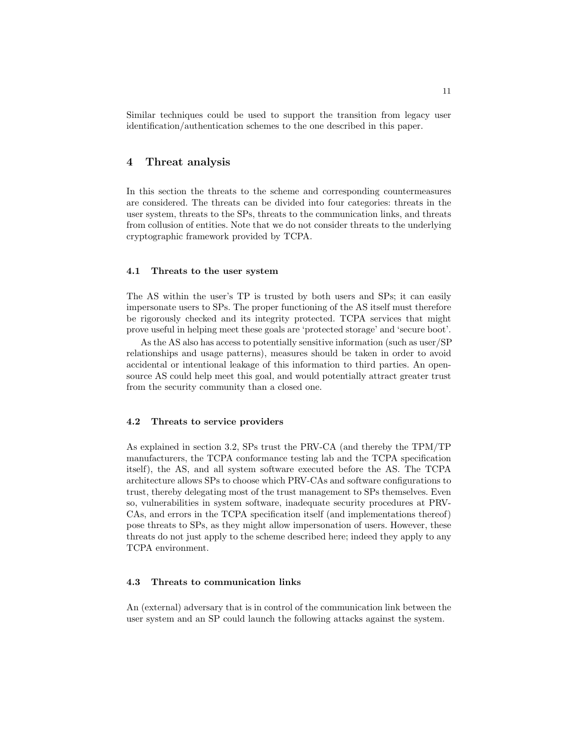Similar techniques could be used to support the transition from legacy user identification/authentication schemes to the one described in this paper.

## 4 Threat analysis

In this section the threats to the scheme and corresponding countermeasures are considered. The threats can be divided into four categories: threats in the user system, threats to the SPs, threats to the communication links, and threats from collusion of entities. Note that we do not consider threats to the underlying cryptographic framework provided by TCPA.

### 4.1 Threats to the user system

The AS within the user's TP is trusted by both users and SPs; it can easily impersonate users to SPs. The proper functioning of the AS itself must therefore be rigorously checked and its integrity protected. TCPA services that might prove useful in helping meet these goals are 'protected storage' and 'secure boot'.

As the AS also has access to potentially sensitive information (such as user/SP relationships and usage patterns), measures should be taken in order to avoid accidental or intentional leakage of this information to third parties. An open-source AS could help meet this goal, and would potentially attract greater trust from the security community than a closed one.

### 4.2 Threats to service providers

As explained in section 3.2, SPs trust the PRV-CA (and thereby the TPM/TP manufacturers, the TCPA conformance testing lab and the TCPA specification itself), the AS, and all system software executed before the AS. The TCPA architecture allows SPs to choose which PRV-CAs and software configurations to trust, thereby delegating most of the trust management to SPs themselves. Even so, vulnerabilities in system software, inadequate security procedures at PRV-CAs, and errors in the TCPA specification itself (and implementations thereof) pose threats to SPs, as they might allow impersonation of users. However, these threats do not just apply to the scheme described here; indeed they apply to any TCPA environment.

### 4.3 Threats to communication links

An (external) adversary that is in control of the communication link between the user system and an SP could launch the following attacks against the system.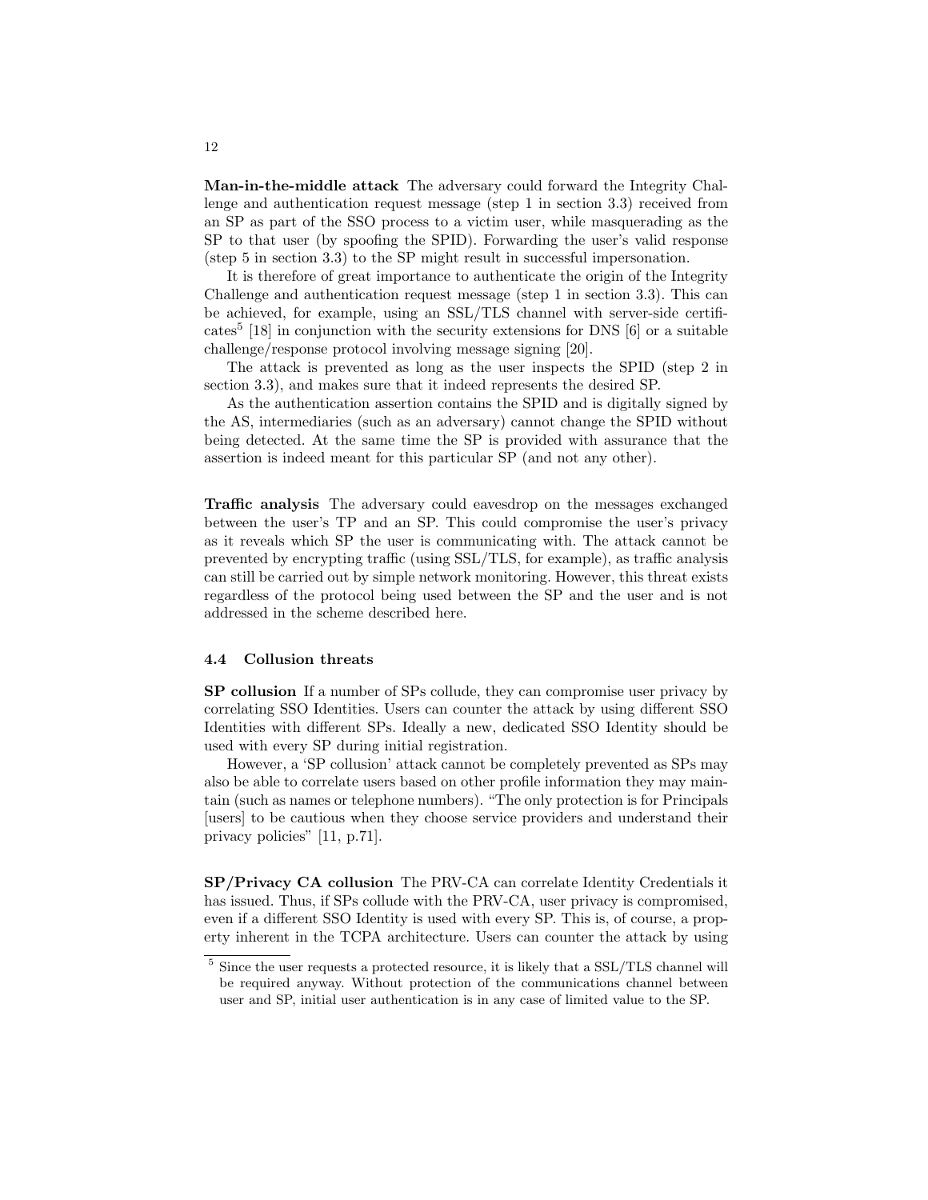**Man-in-the-middle attack** The adversary could forward the Integrity Challenge and authentication request message (step 1 in section 3.3) received from an SP as part of the SSO process to a victim user, while masquerading as the SP to that user (by spoofing the SPID). Forwarding the user's valid response (step 5 in section 3.3) to the SP might result in successful impersonation.

It is therefore of great importance to authenticate the origin of the Integrity Challenge and authentication request message (step 1 in section 3.3). This can be achieved, for example, using an SSL/TLS channel with server-side certificates[5] [18] in conjunction with the security extensions for DNS [6] or a suitable challenge/response protocol involving message signing [20].

The attack is prevented as long as the user inspects the SPID (step 2 in section 3.3), and makes sure that it indeed represents the desired SP.

As the authentication assertion contains the SPID and is digitally signed by the AS, intermediaries (such as an adversary) cannot change the SPID without being detected. At the same time the SP is provided with assurance that the assertion is indeed meant for this particular SP (and not any other).

**Traffic analysis** The adversary could eavesdrop on the messages exchanged between the user's TP and an SP. This could compromise the user's privacy as it reveals which SP the user is communicating with. The attack cannot be prevented by encrypting traffic (using SSL/TLS, for example), as traffic analysis can still be carried out by simple network monitoring. However, this threat exists regardless of the protocol being used between the SP and the user and is not addressed in the scheme described here.

### 4.4 Collusion threats

**SP collusion** If a number of SPs collude, they can compromise user privacy by correlating SSO Identities. Users can counter the attack by using different SSO Identities with different SPs. Ideally a new, dedicated SSO Identity should be used with every SP during initial registration.

However, a 'SP collusion' attack cannot be completely prevented as SPs may also be able to correlate users based on other profile information they may maintain (such as names or telephone numbers). "The only protection is for Principals [users] to be cautious when they choose service providers and understand their privacy policies" [11, p.71].

**SP/Privacy CA collusion** The PRV-CA can correlate Identity Credentials it has issued. Thus, if SPs collude with the PRV-CA, user privacy is compromised, even if a different SSO Identity is used with every SP. This is, of course, a property inherent in the TCPA architecture. Users can counter the attack by using

[5] Since the user requests a protected resource, it is likely that a SSL/TLS channel will be required anyway. Without protection of the communications channel between user and SP, initial user authentication is in any case of limited value to the SP.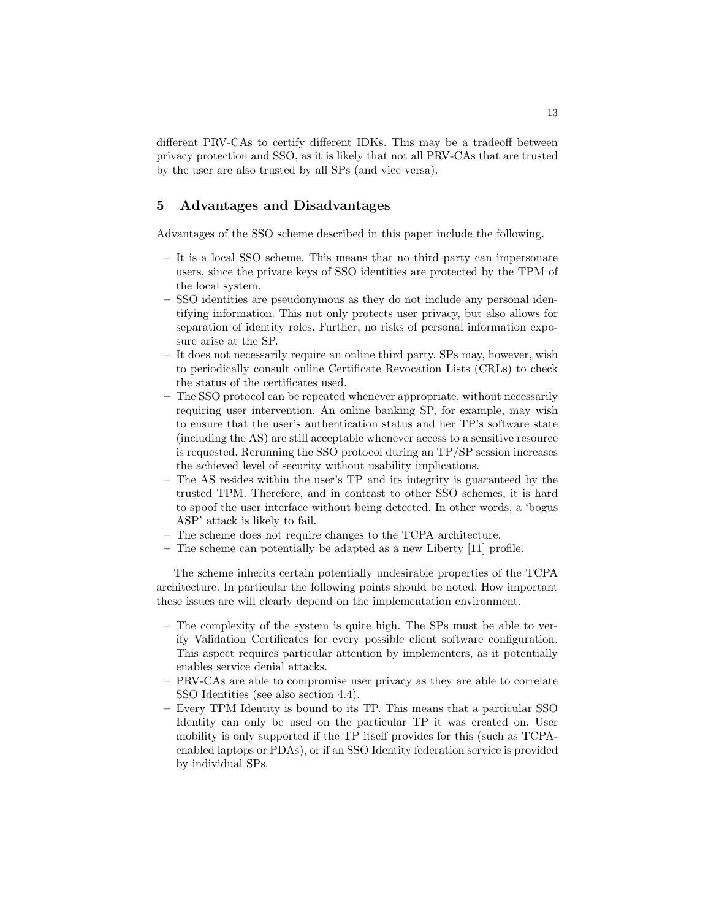different PRV-CAs to certify different IDKs. This may be a tradeoff between privacy protection and SSO, as it is likely that not all PRV-CAs that are trusted by the user are also trusted by all SPs (and vice versa).

## 5 Advantages and Disadvantages

Advantages of the SSO scheme described in this paper include the following.

- It is a local SSO scheme. This means that no third party can impersonate users, since the private keys of SSO identities are protected by the TPM of the local system.
- SSO identities are pseudonymous as they do not include any personal identifying information. This not only protects user privacy, but also allows for separation of identity roles. Further, no risks of personal information exposure arise at the SP.
- It does not necessarily require an online third party. SPs may, however, wish to periodically consult online Certificate Revocation Lists (CRLs) to check the status of the certificates used.
- The SSO protocol can be repeated whenever appropriate, without necessarily requiring user intervention. An online banking SP, for example, may wish to ensure that the user's authentication status and her TP's software state (including the AS) are still acceptable whenever access to a sensitive resource is requested. Rerunning the SSO protocol during an TP/SP session increases the achieved level of security without usability implications.
- The AS resides within the user's TP and its integrity is guaranteed by the trusted TPM. Therefore, and in contrast to other SSO schemes, it is hard to spoof the user interface without being detected. In other words, a 'bogus ASP' attack is likely to fail.
- The scheme does not require changes to the TCPA architecture.
- The scheme can potentially be adapted as a new Liberty [11] profile.

The scheme inherits certain potentially undesirable properties of the TCPA architecture. In particular the following points should be noted. How important these issues are will clearly depend on the implementation environment.

- The complexity of the system is quite high. The SPs must be able to verify Validation Certificates for every possible client software configuration. This aspect requires particular attention by implementers, as it potentially enables service denial attacks.
- PRV-CAs are able to compromise user privacy as they are able to correlate SSO Identities (see also section 4.4).
- Every TPM Identity is bound to its TP. This means that a particular SSO Identity can only be used on the particular TP it was created on. User mobility is only supported if the TP itself provides for this (such as TCPA-enabled laptops or PDAs), or if an SSO Identity federation service is provided by individual SPs.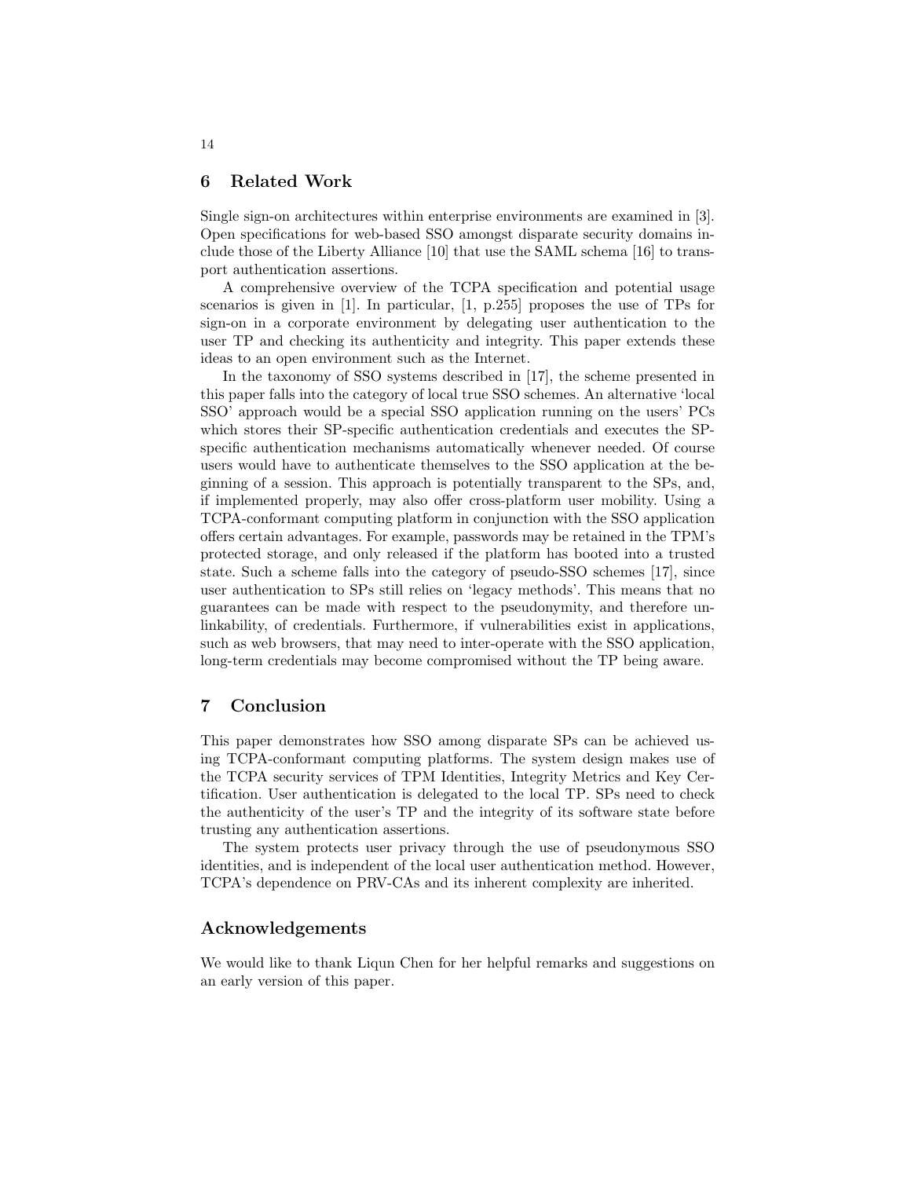## 6 Related Work

Single sign-on architectures within enterprise environments are examined in [3]. Open specifications for web-based SSO amongst disparate security domains include those of the Liberty Alliance [10] that use the SAML schema [16] to transport authentication assertions.

A comprehensive overview of the TCPA specification and potential usage scenarios is given in [1]. In particular, [1, p.255] proposes the use of TPs for sign-on in a corporate environment by delegating user authentication to the user TP and checking its authenticity and integrity. This paper extends these ideas to an open environment such as the Internet.

In the taxonomy of SSO systems described in [17], the scheme presented in this paper falls into the category of local true SSO schemes. An alternative 'local SSO' approach would be a special SSO application running on the users' PCs which stores their SP-specific authentication credentials and executes the SP-specific authentication mechanisms automatically whenever needed. Of course users would have to authenticate themselves to the SSO application at the beginning of a session. This approach is potentially transparent to the SPs, and, if implemented properly, may also offer cross-platform user mobility. Using a TCPA-conformant computing platform in conjunction with the SSO application offers certain advantages. For example, passwords may be retained in the TPM's protected storage, and only released if the platform has booted into a trusted state. Such a scheme falls into the category of pseudo-SSO schemes [17], since user authentication to SPs still relies on 'legacy methods'. This means that no guarantees can be made with respect to the pseudonymity, and therefore unlinkability, of credentials. Furthermore, if vulnerabilities exist in applications, such as web browsers, that may need to inter-operate with the SSO application, long-term credentials may become compromised without the TP being aware.

## 7 Conclusion

This paper demonstrates how SSO among disparate SPs can be achieved using TCPA-conformant computing platforms. The system design makes use of the TCPA security services of TPM Identities, Integrity Metrics and Key Certification. User authentication is delegated to the local TP. SPs need to check the authenticity of the user's TP and the integrity of its software state before trusting any authentication assertions.

The system protects user privacy through the use of pseudonymous SSO identities, and is independent of the local user authentication method. However, TCPA's dependence on PRV-CAs and its inherent complexity are inherited.

## Acknowledgements

We would like to thank Liqun Chen for her helpful remarks and suggestions on an early version of this paper.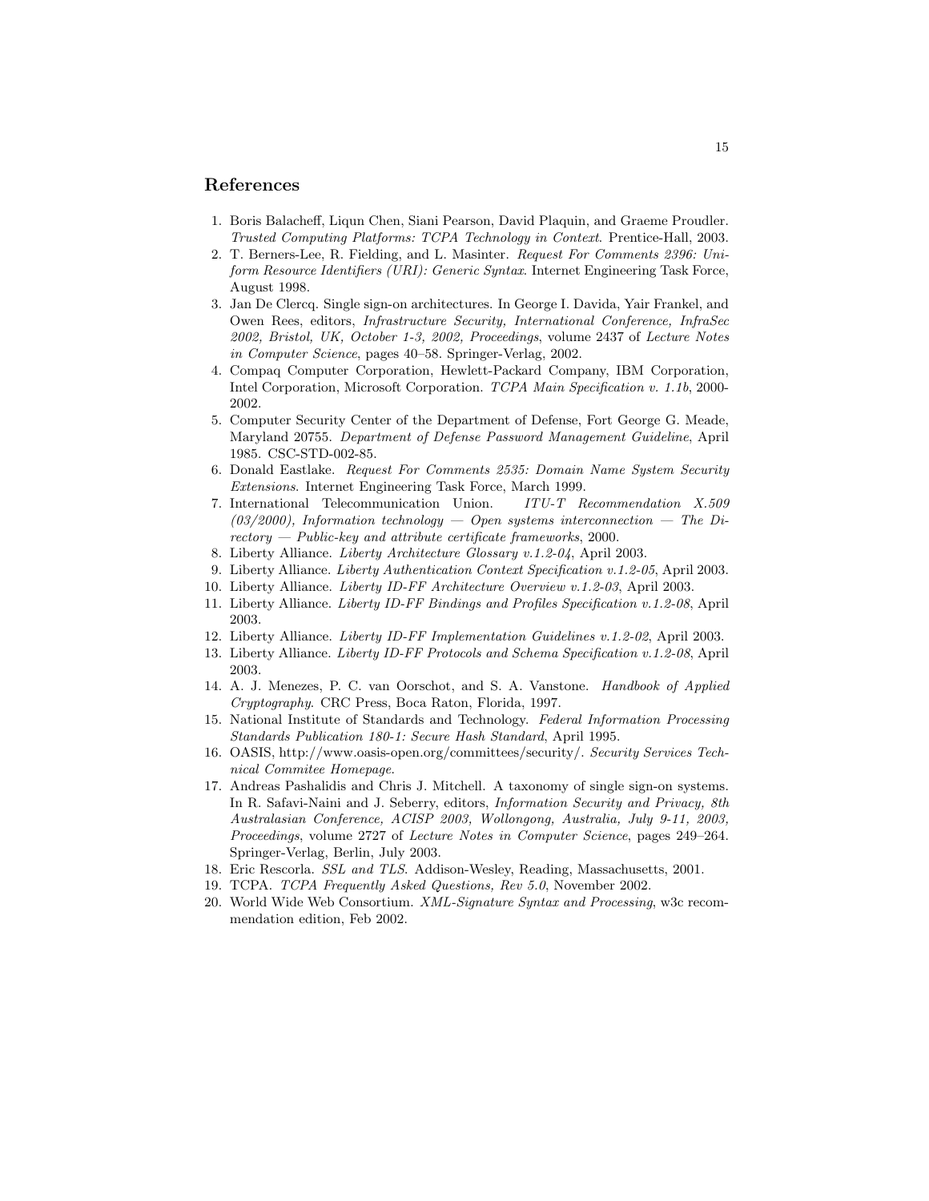## References

1. Boris Balacheff, Liqun Chen, Siani Pearson, David Plaquin, and Graeme Proudler. *Trusted Computing Platforms: TCPA Technology in Context*. Prentice-Hall, 2003.
2. T. Berners-Lee, R. Fielding, and L. Masinter. *Request For Comments 2396: Uniform Resource Identifiers (URI): Generic Syntax*. Internet Engineering Task Force, August 1998.
3. Jan De Clercq. Single sign-on architectures. In George I. Davida, Yair Frankel, and Owen Rees, editors, *Infrastructure Security, International Conference, InfraSec 2002, Bristol, UK, October 1-3, 2002, Proceedings*, volume 2437 of *Lecture Notes in Computer Science*, pages 40–58. Springer-Verlag, 2002.
4. Compaq Computer Corporation, Hewlett-Packard Company, IBM Corporation, Intel Corporation, Microsoft Corporation. *TCPA Main Specification v. 1.1b*, 2000-2002.
5. Computer Security Center of the Department of Defense, Fort George G. Meade, Maryland 20755. *Department of Defense Password Management Guideline*, April 1985. CSC-STD-002-85.
6. Donald Eastlake. *Request For Comments 2535: Domain Name System Security Extensions*. Internet Engineering Task Force, March 1999.
7. International Telecommunication Union. *ITU-T Recommendation X.509 (03/2000), Information technology — Open systems interconnection — The Directory — Public-key and attribute certificate frameworks*, 2000.
8. Liberty Alliance. *Liberty Architecture Glossary v.1.2-04*, April 2003.
9. Liberty Alliance. *Liberty Authentication Context Specification v.1.2-05*, April 2003.
10. Liberty Alliance. *Liberty ID-FF Architecture Overview v.1.2-03*, April 2003.
11. Liberty Alliance. *Liberty ID-FF Bindings and Profiles Specification v.1.2-08*, April 2003.
12. Liberty Alliance. *Liberty ID-FF Implementation Guidelines v.1.2-02*, April 2003.
13. Liberty Alliance. *Liberty ID-FF Protocols and Schema Specification v.1.2-08*, April 2003.
14. A. J. Menezes, P. C. van Oorschot, and S. A. Vanstone. *Handbook of Applied Cryptography*. CRC Press, Boca Raton, Florida, 1997.
15. National Institute of Standards and Technology. *Federal Information Processing Standards Publication 180-1: Secure Hash Standard*, April 1995.
16. OASIS, http://www.oasis-open.org/committees/security/. *Security Services Technical Commitee Homepage*.
17. Andreas Pashalidis and Chris J. Mitchell. A taxonomy of single sign-on systems. In R. Safavi-Naini and J. Seberry, editors, *Information Security and Privacy, 8th Australasian Conference, ACISP 2003, Wollongong, Australia, July 9-11, 2003, Proceedings*, volume 2727 of *Lecture Notes in Computer Science*, pages 249–264. Springer-Verlag, Berlin, July 2003.
18. Eric Rescorla. *SSL and TLS*. Addison-Wesley, Reading, Massachusetts, 2001.
19. TCPA. *TCPA Frequently Asked Questions, Rev 5.0*, November 2002.
20. World Wide Web Consortium. *XML-Signature Syntax and Processing*, w3c recommendation edition, Feb 2002.